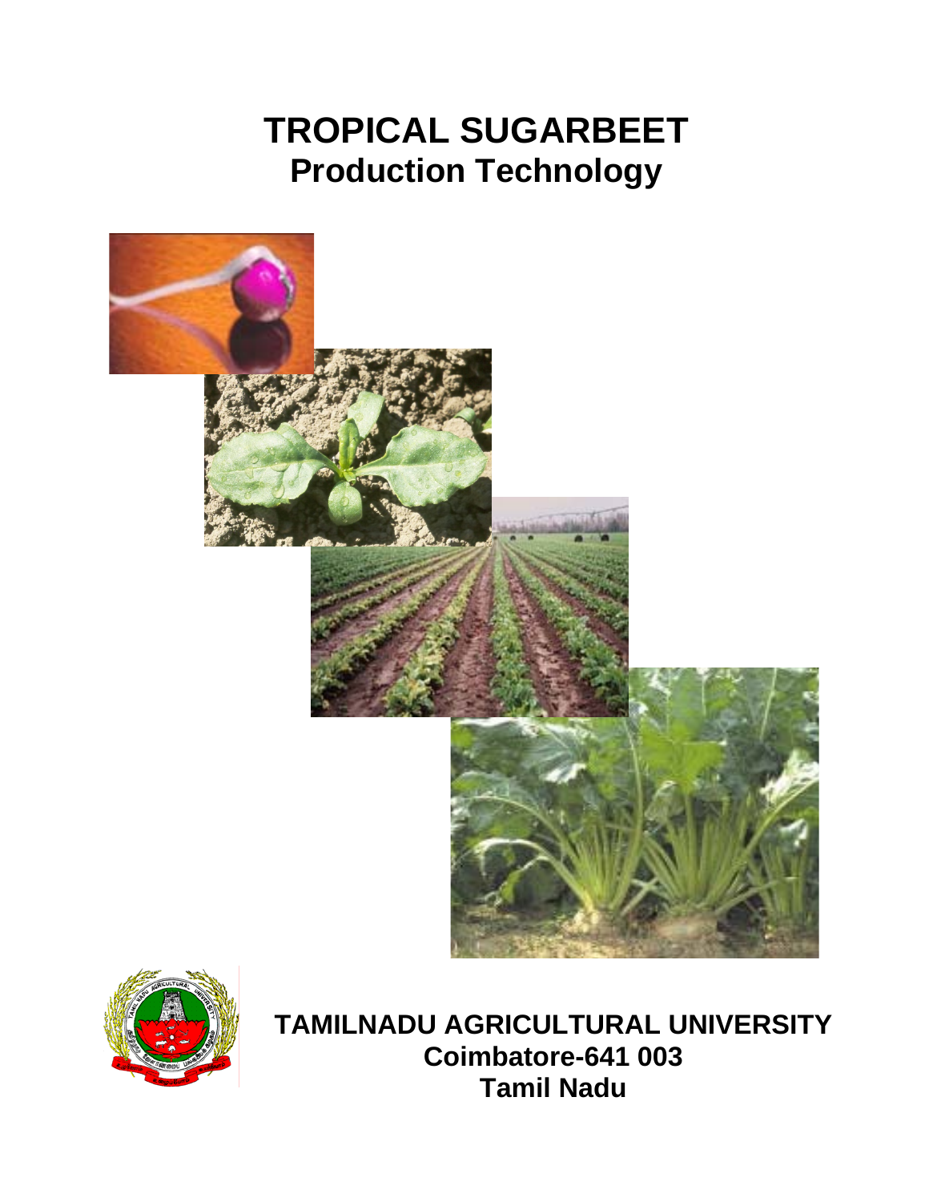# TROPICAL SUGARBEET
## Production Technology

**TAMILNADU AGRICULTURAL UNIVERSITY**
**Coimbatore-641 003**
**Tamil Nadu**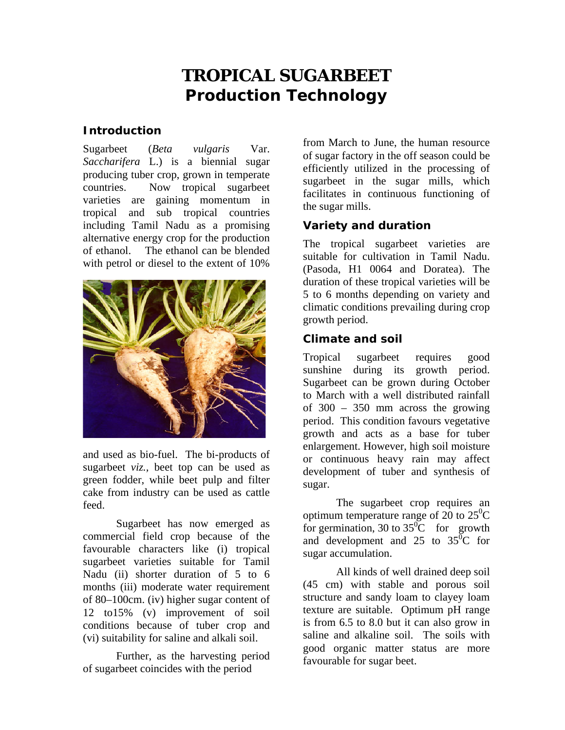# TROPICAL SUGARBEET
## Production Technology

### Introduction

Sugarbeet (*Beta vulgaris* Var. *Saccharifera* L.) is a biennial sugar producing tuber crop, grown in temperate countries. Now tropical sugarbeet varieties are gaining momentum in tropical and sub tropical countries including Tamil Nadu as a promising alternative energy crop for the production of ethanol. The ethanol can be blended with petrol or diesel to the extent of 10% and used as bio-fuel. The bi-products of sugarbeet *viz.*, beet top can be used as green fodder, while beet pulp and filter cake from industry can be used as cattle feed.

Sugarbeet has now emerged as commercial field crop because of the favourable characters like (i) tropical sugarbeet varieties suitable for Tamil Nadu (ii) shorter duration of 5 to 6 months (iii) moderate water requirement of 80–100cm. (iv) higher sugar content of 12 to15% (v) improvement of soil conditions because of tuber crop and (vi) suitability for saline and alkali soil.

Further, as the harvesting period of sugarbeet coincides with the period from March to June, the human resource of sugar factory in the off season could be efficiently utilized in the processing of sugarbeet in the sugar mills, which facilitates in continuous functioning of the sugar mills.

### Variety and duration

The tropical sugarbeet varieties are suitable for cultivation in Tamil Nadu. (Pasoda, H1 0064 and Doratea). The duration of these tropical varieties will be 5 to 6 months depending on variety and climatic conditions prevailing during crop growth period.

### Climate and soil

Tropical sugarbeet requires good sunshine during its growth period. Sugarbeet can be grown during October to March with a well distributed rainfall of 300 – 350 mm across the growing period. This condition favours vegetative growth and acts as a base for tuber enlargement. However, high soil moisture or continuous heavy rain may affect development of tuber and synthesis of sugar.

The sugarbeet crop requires an optimum temperature range of 20 to 25$^0$C for germination, 30 to 35$^0$C for growth and development and 25 to 35$^0$C for sugar accumulation.

All kinds of well drained deep soil (45 cm) with stable and porous soil structure and sandy loam to clayey loam texture are suitable. Optimum pH range is from 6.5 to 8.0 but it can also grow in saline and alkaline soil. The soils with good organic matter status are more favourable for sugar beet.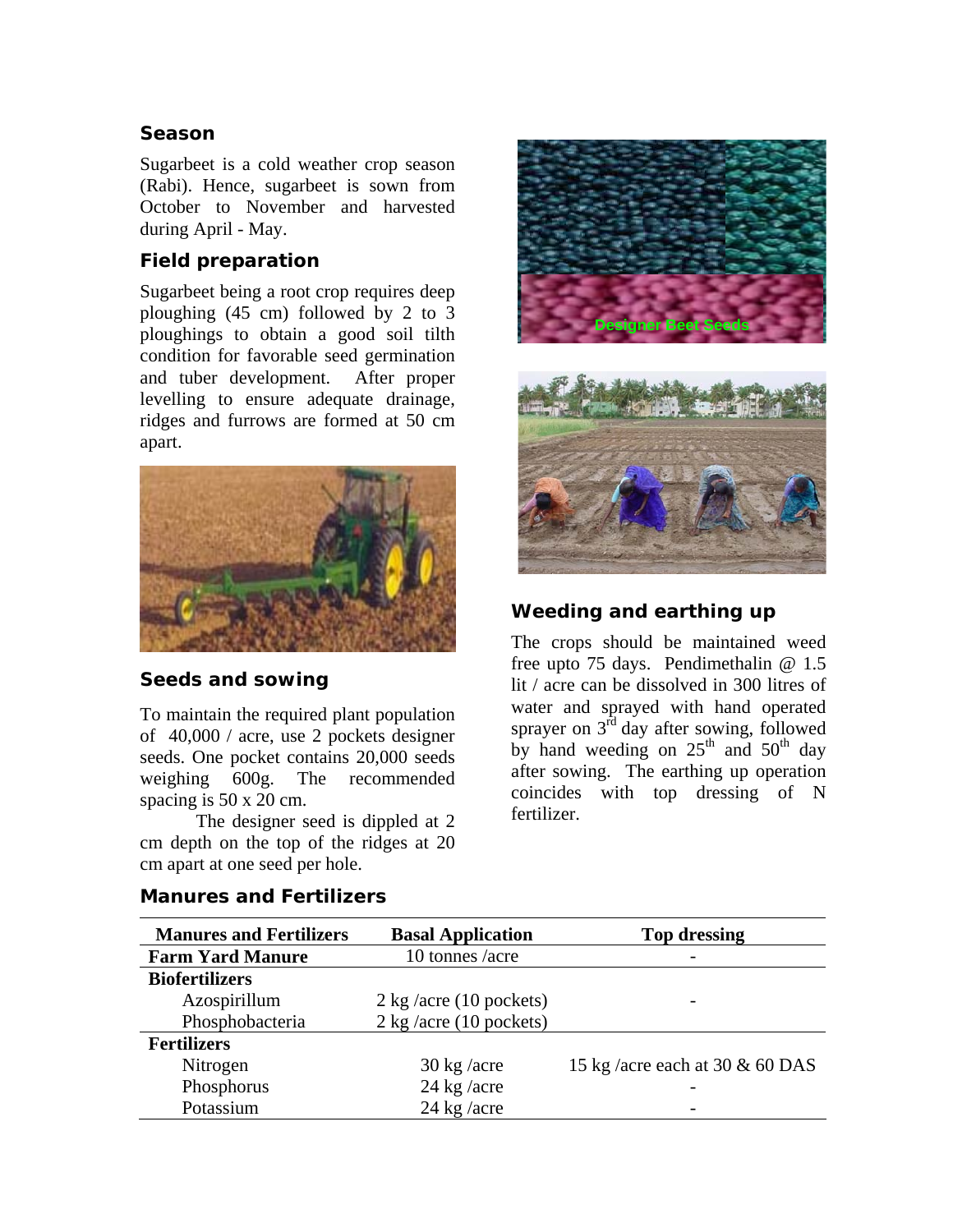## Season

Sugarbeet is a cold weather crop season (Rabi). Hence, sugarbeet is sown from October to November and harvested during April - May.

## Field preparation

Sugarbeet being a root crop requires deep ploughing (45 cm) followed by 2 to 3 ploughings to obtain a good soil tilth condition for favorable seed germination and tuber development. After proper levelling to ensure adequate drainage, ridges and furrows are formed at 50 cm apart.

## Seeds and sowing

To maintain the required plant population of 40,000 / acre, use 2 pockets designer seeds. One pocket contains 20,000 seeds weighing 600g. The recommended spacing is 50 x 20 cm.

The designer seed is dippled at 2 cm depth on the top of the ridges at 20 cm apart at one seed per hole.

Designer Beet Seeds

## Weeding and earthing up

The crops should be maintained weed free upto 75 days. Pendimethalin @ 1.5 lit / acre can be dissolved in 300 litres of water and sprayed with hand operated sprayer on 3rd day after sowing, followed by hand weeding on 25th and 50th day after sowing. The earthing up operation coincides with top dressing of N fertilizer.

## Manures and Fertilizers

| Manures and Fertilizers | Basal Application | Top dressing |
|---|---|---|
| **Farm Yard Manure** | 10 tonnes /acre | - |
| **Biofertilizers** | | |
| Azospirillum | 2 kg /acre (10 pockets) | - |
| Phosphobacteria | 2 kg /acre (10 pockets) | |
| **Fertilizers** | | |
| Nitrogen | 30 kg /acre | 15 kg /acre each at 30 & 60 DAS |
| Phosphorus | 24 kg /acre | - |
| Potassium | 24 kg /acre | - |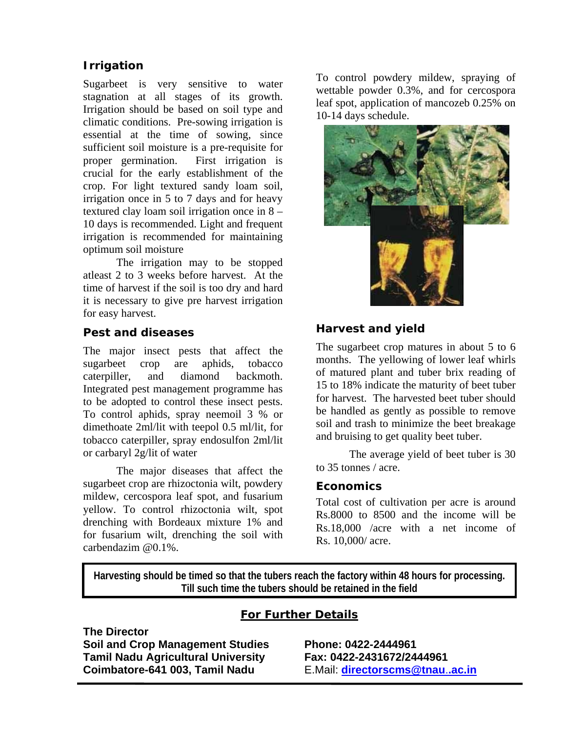## Irrigation

Sugarbeet is very sensitive to water stagnation at all stages of its growth. Irrigation should be based on soil type and climatic conditions. Pre-sowing irrigation is essential at the time of sowing, since sufficient soil moisture is a pre-requisite for proper germination. First irrigation is crucial for the early establishment of the crop. For light textured sandy loam soil, irrigation once in 5 to 7 days and for heavy textured clay loam soil irrigation once in 8 – 10 days is recommended. Light and frequent irrigation is recommended for maintaining optimum soil moisture

The irrigation may to be stopped atleast 2 to 3 weeks before harvest. At the time of harvest if the soil is too dry and hard it is necessary to give pre harvest irrigation for easy harvest.

## Pest and diseases

The major insect pests that affect the sugarbeet crop are aphids, tobacco caterpiller, and diamond backmoth. Integrated pest management programme has to be adopted to control these insect pests. To control aphids, spray neemoil 3 % or dimethoate 2ml/lit with teepol 0.5 ml/lit, for tobacco caterpiller, spray endosulfon 2ml/lit or carbaryl 2g/lit of water

The major diseases that affect the sugarbeet crop are rhizoctonia wilt, powdery mildew, cercospora leaf spot, and fusarium yellow. To control rhizoctonia wilt, spot drenching with Bordeaux mixture 1% and for fusarium wilt, drenching the soil with carbendazim @0.1%.

To control powdery mildew, spraying of wettable powder 0.3%, and for cercospora leaf spot, application of mancozeb 0.25% on 10-14 days schedule.

## Harvest and yield

The sugarbeet crop matures in about 5 to 6 months. The yellowing of lower leaf whirls of matured plant and tuber brix reading of 15 to 18% indicate the maturity of beet tuber for harvest. The harvested beet tuber should be handled as gently as possible to remove soil and trash to minimize the beet breakage and bruising to get quality beet tuber.

The average yield of beet tuber is 30 to 35 tonnes / acre.

## Economics

Total cost of cultivation per acre is around Rs.8000 to 8500 and the income will be Rs.18,000 /acre with a net income of Rs. 10,000/ acre.

**Harvesting should be timed so that the tubers reach the factory within 48 hours for processing. Till such time the tubers should be retained in the field**

## For Further Details

**The Director**
**Soil and Crop Management Studies**
**Tamil Nadu Agricultural University**
**Coimbatore-641 003, Tamil Nadu**

**Phone: 0422-2444961**
**Fax: 0422-2431672/2444961**
E.Mail: **directorscms@tnau..ac.in**